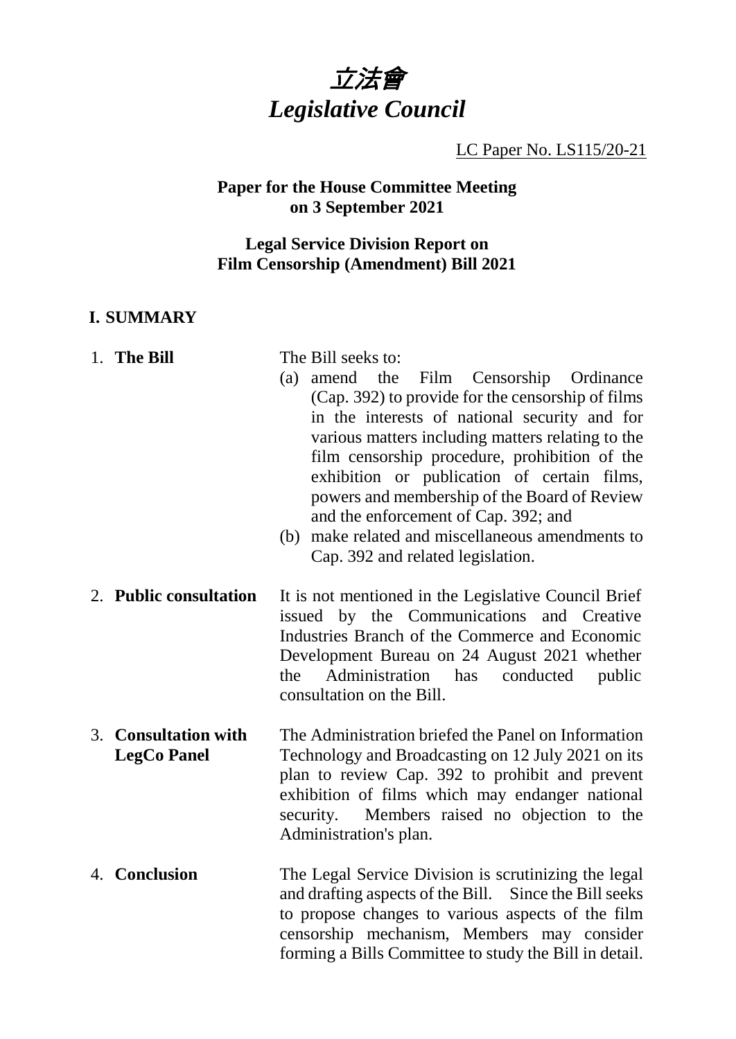# 立法會
# *Legislative Council*

LC Paper No. LS115/20-21

**Paper for the House Committee Meeting on 3 September 2021**

**Legal Service Division Report on Film Censorship (Amendment) Bill 2021**

## I. SUMMARY

| | |
|---|---|
| 1. **The Bill** | The Bill seeks to:<br>(a) amend the Film Censorship Ordinance (Cap. 392) to provide for the censorship of films in the interests of national security and for various matters including matters relating to the film censorship procedure, prohibition of the exhibition or publication of certain films, powers and membership of the Board of Review and the enforcement of Cap. 392; and<br>(b) make related and miscellaneous amendments to Cap. 392 and related legislation. |
| 2. **Public consultation** | It is not mentioned in the Legislative Council Brief issued by the Communications and Creative Industries Branch of the Commerce and Economic Development Bureau on 24 August 2021 whether the Administration has conducted public consultation on the Bill. |
| 3. **Consultation with LegCo Panel** | The Administration briefed the Panel on Information Technology and Broadcasting on 12 July 2021 on its plan to review Cap. 392 to prohibit and prevent exhibition of films which may endanger national security. Members raised no objection to the Administration's plan. |
| 4. **Conclusion** | The Legal Service Division is scrutinizing the legal and drafting aspects of the Bill. Since the Bill seeks to propose changes to various aspects of the film censorship mechanism, Members may consider forming a Bills Committee to study the Bill in detail. |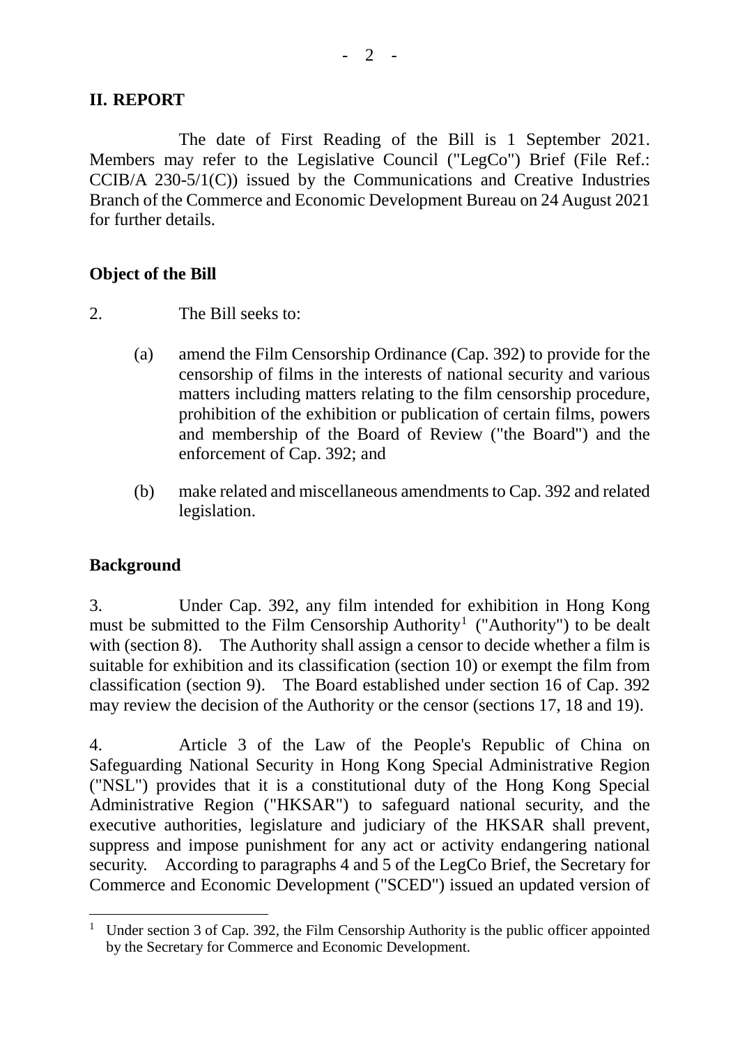## II. REPORT

The date of First Reading of the Bill is 1 September 2021. Members may refer to the Legislative Council ("LegCo") Brief (File Ref.: CCIB/A 230-5/1(C)) issued by the Communications and Creative Industries Branch of the Commerce and Economic Development Bureau on 24 August 2021 for further details.

### Object of the Bill

2. The Bill seeks to:

(a) amend the Film Censorship Ordinance (Cap. 392) to provide for the censorship of films in the interests of national security and various matters including matters relating to the film censorship procedure, prohibition of the exhibition or publication of certain films, powers and membership of the Board of Review ("the Board") and the enforcement of Cap. 392; and

(b) make related and miscellaneous amendments to Cap. 392 and related legislation.

### Background

3. Under Cap. 392, any film intended for exhibition in Hong Kong must be submitted to the Film Censorship Authority[1] ("Authority") to be dealt with (section 8). The Authority shall assign a censor to decide whether a film is suitable for exhibition and its classification (section 10) or exempt the film from classification (section 9). The Board established under section 16 of Cap. 392 may review the decision of the Authority or the censor (sections 17, 18 and 19).

4. Article 3 of the Law of the People's Republic of China on Safeguarding National Security in Hong Kong Special Administrative Region ("NSL") provides that it is a constitutional duty of the Hong Kong Special Administrative Region ("HKSAR") to safeguard national security, and the executive authorities, legislature and judiciary of the HKSAR shall prevent, suppress and impose punishment for any act or activity endangering national security. According to paragraphs 4 and 5 of the LegCo Brief, the Secretary for Commerce and Economic Development ("SCED") issued an updated version of

---

[1] Under section 3 of Cap. 392, the Film Censorship Authority is the public officer appointed by the Secretary for Commerce and Economic Development.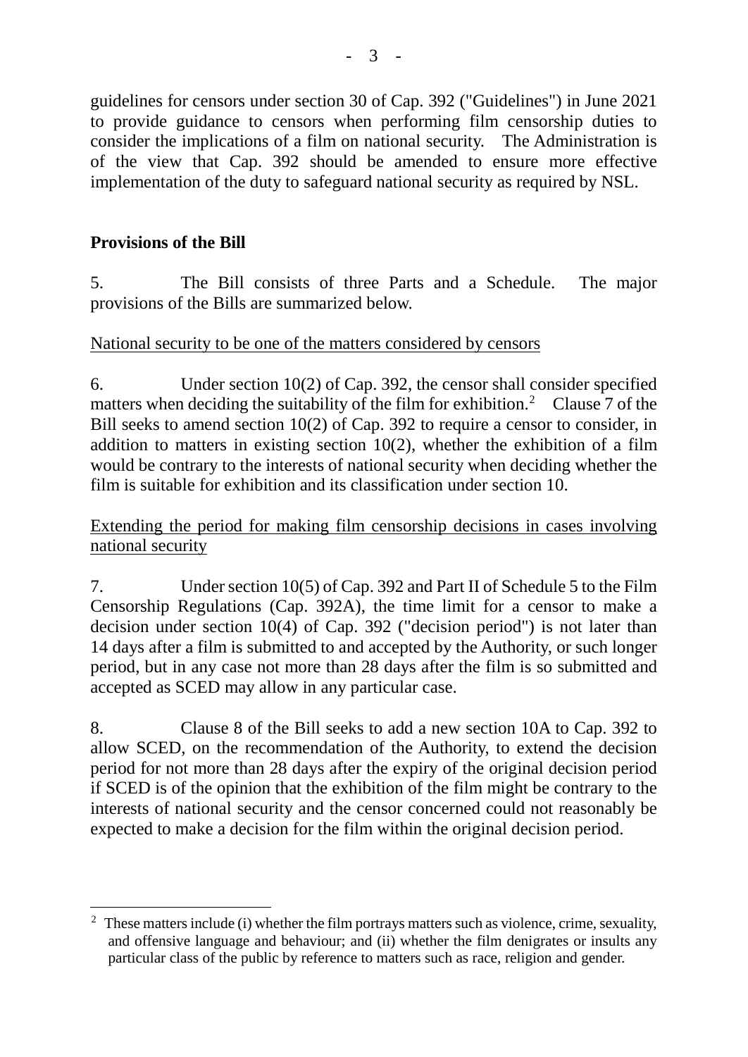guidelines for censors under section 30 of Cap. 392 ("Guidelines") in June 2021 to provide guidance to censors when performing film censorship duties to consider the implications of a film on national security. The Administration is of the view that Cap. 392 should be amended to ensure more effective implementation of the duty to safeguard national security as required by NSL.

**Provisions of the Bill**

5. The Bill consists of three Parts and a Schedule. The major provisions of the Bills are summarized below.

National security to be one of the matters considered by censors

6. Under section 10(2) of Cap. 392, the censor shall consider specified matters when deciding the suitability of the film for exhibition.[2] Clause 7 of the Bill seeks to amend section 10(2) of Cap. 392 to require a censor to consider, in addition to matters in existing section 10(2), whether the exhibition of a film would be contrary to the interests of national security when deciding whether the film is suitable for exhibition and its classification under section 10.

Extending the period for making film censorship decisions in cases involving national security

7. Under section 10(5) of Cap. 392 and Part II of Schedule 5 to the Film Censorship Regulations (Cap. 392A), the time limit for a censor to make a decision under section 10(4) of Cap. 392 ("decision period") is not later than 14 days after a film is submitted to and accepted by the Authority, or such longer period, but in any case not more than 28 days after the film is so submitted and accepted as SCED may allow in any particular case.

8. Clause 8 of the Bill seeks to add a new section 10A to Cap. 392 to allow SCED, on the recommendation of the Authority, to extend the decision period for not more than 28 days after the expiry of the original decision period if SCED is of the opinion that the exhibition of the film might be contrary to the interests of national security and the censor concerned could not reasonably be expected to make a decision for the film within the original decision period.

---

[2] These matters include (i) whether the film portrays matters such as violence, crime, sexuality, and offensive language and behaviour; and (ii) whether the film denigrates or insults any particular class of the public by reference to matters such as race, religion and gender.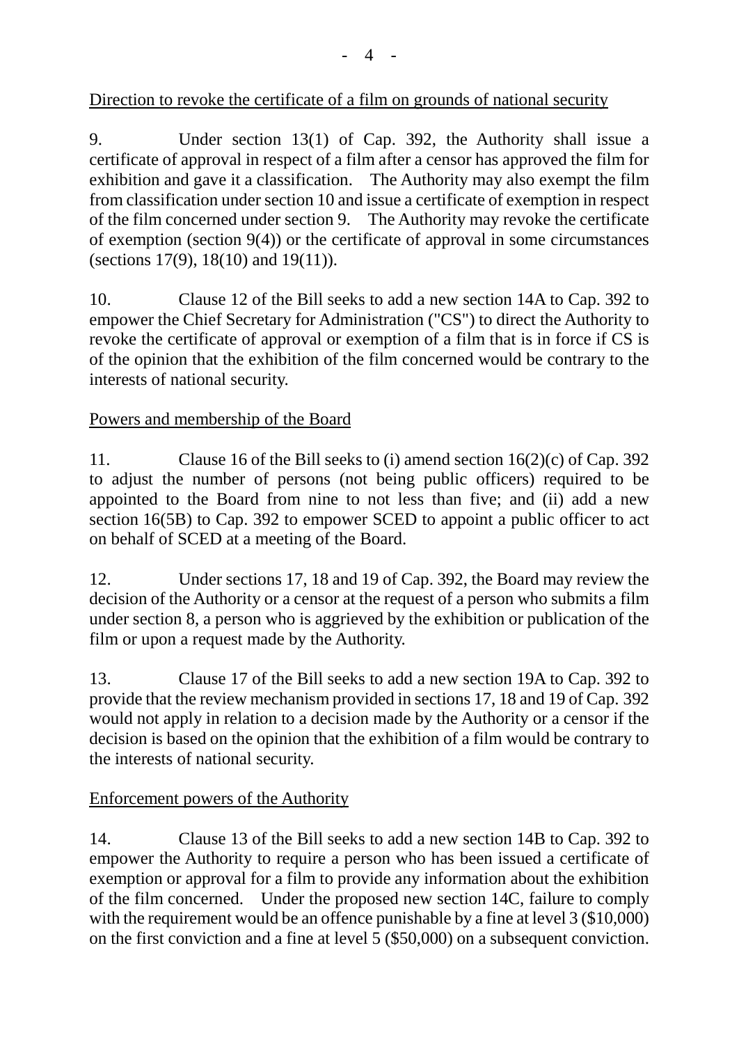Direction to revoke the certificate of a film on grounds of national security

9. Under section 13(1) of Cap. 392, the Authority shall issue a certificate of approval in respect of a film after a censor has approved the film for exhibition and gave it a classification. The Authority may also exempt the film from classification under section 10 and issue a certificate of exemption in respect of the film concerned under section 9. The Authority may revoke the certificate of exemption (section 9(4)) or the certificate of approval in some circumstances (sections 17(9), 18(10) and 19(11)).

10. Clause 12 of the Bill seeks to add a new section 14A to Cap. 392 to empower the Chief Secretary for Administration ("CS") to direct the Authority to revoke the certificate of approval or exemption of a film that is in force if CS is of the opinion that the exhibition of the film concerned would be contrary to the interests of national security.

Powers and membership of the Board

11. Clause 16 of the Bill seeks to (i) amend section 16(2)(c) of Cap. 392 to adjust the number of persons (not being public officers) required to be appointed to the Board from nine to not less than five; and (ii) add a new section 16(5B) to Cap. 392 to empower SCED to appoint a public officer to act on behalf of SCED at a meeting of the Board.

12. Under sections 17, 18 and 19 of Cap. 392, the Board may review the decision of the Authority or a censor at the request of a person who submits a film under section 8, a person who is aggrieved by the exhibition or publication of the film or upon a request made by the Authority.

13. Clause 17 of the Bill seeks to add a new section 19A to Cap. 392 to provide that the review mechanism provided in sections 17, 18 and 19 of Cap. 392 would not apply in relation to a decision made by the Authority or a censor if the decision is based on the opinion that the exhibition of a film would be contrary to the interests of national security.

Enforcement powers of the Authority

14. Clause 13 of the Bill seeks to add a new section 14B to Cap. 392 to empower the Authority to require a person who has been issued a certificate of exemption or approval for a film to provide any information about the exhibition of the film concerned. Under the proposed new section 14C, failure to comply with the requirement would be an offence punishable by a fine at level 3 ($10,000) on the first conviction and a fine at level 5 ($50,000) on a subsequent conviction.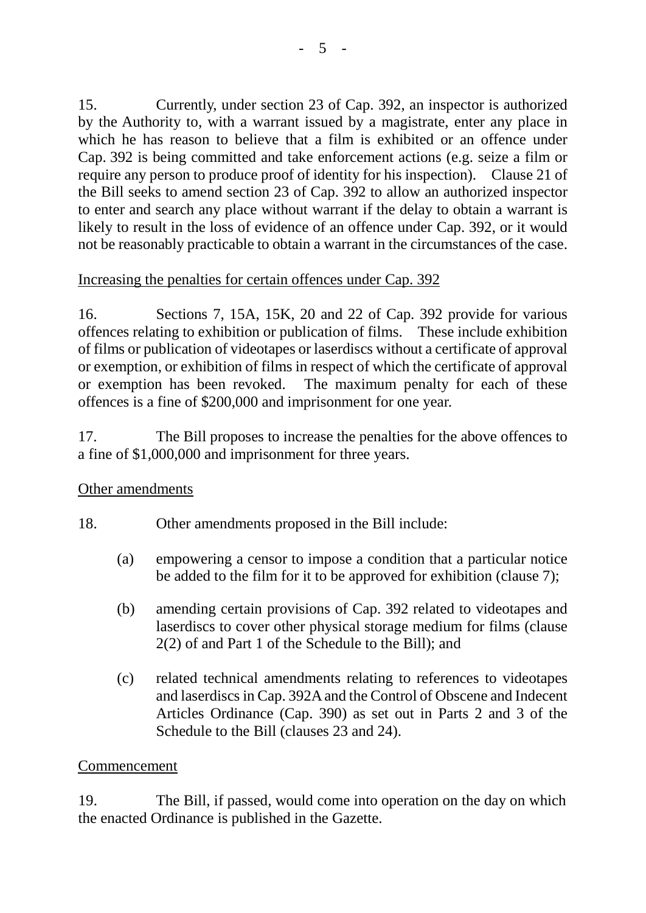15. Currently, under section 23 of Cap. 392, an inspector is authorized by the Authority to, with a warrant issued by a magistrate, enter any place in which he has reason to believe that a film is exhibited or an offence under Cap. 392 is being committed and take enforcement actions (e.g. seize a film or require any person to produce proof of identity for his inspection). Clause 21 of the Bill seeks to amend section 23 of Cap. 392 to allow an authorized inspector to enter and search any place without warrant if the delay to obtain a warrant is likely to result in the loss of evidence of an offence under Cap. 392, or it would not be reasonably practicable to obtain a warrant in the circumstances of the case.

<u>Increasing the penalties for certain offences under Cap. 392</u>

16. Sections 7, 15A, 15K, 20 and 22 of Cap. 392 provide for various offences relating to exhibition or publication of films. These include exhibition of films or publication of videotapes or laserdiscs without a certificate of approval or exemption, or exhibition of films in respect of which the certificate of approval or exemption has been revoked. The maximum penalty for each of these offences is a fine of $200,000 and imprisonment for one year.

17. The Bill proposes to increase the penalties for the above offences to a fine of $1,000,000 and imprisonment for three years.

<u>Other amendments</u>

18. Other amendments proposed in the Bill include:

(a) empowering a censor to impose a condition that a particular notice be added to the film for it to be approved for exhibition (clause 7);

(b) amending certain provisions of Cap. 392 related to videotapes and laserdiscs to cover other physical storage medium for films (clause 2(2) of and Part 1 of the Schedule to the Bill); and

(c) related technical amendments relating to references to videotapes and laserdiscs in Cap. 392A and the Control of Obscene and Indecent Articles Ordinance (Cap. 390) as set out in Parts 2 and 3 of the Schedule to the Bill (clauses 23 and 24).

<u>Commencement</u>

19. The Bill, if passed, would come into operation on the day on which the enacted Ordinance is published in the Gazette.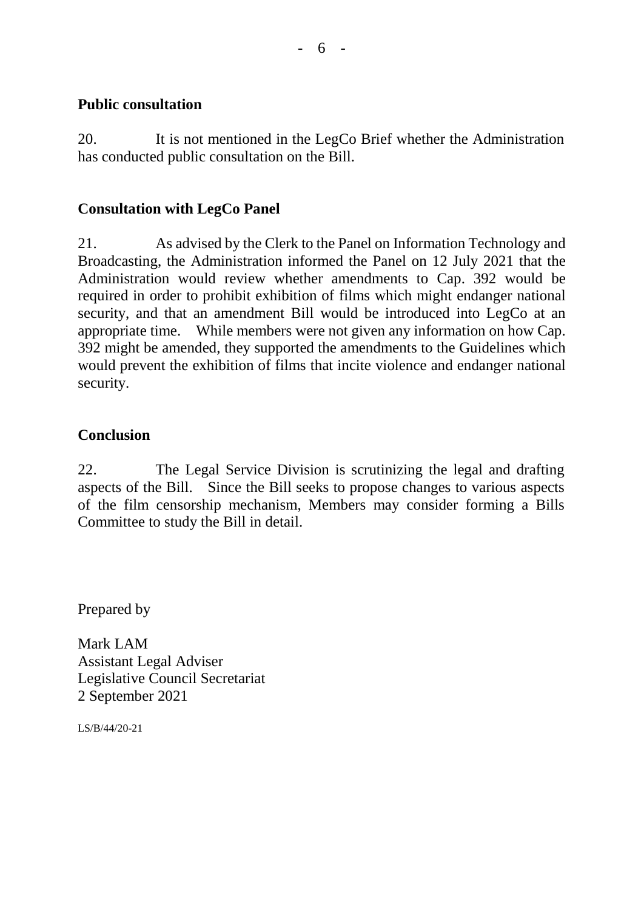**Public consultation**

20. It is not mentioned in the LegCo Brief whether the Administration has conducted public consultation on the Bill.

**Consultation with LegCo Panel**

21. As advised by the Clerk to the Panel on Information Technology and Broadcasting, the Administration informed the Panel on 12 July 2021 that the Administration would review whether amendments to Cap. 392 would be required in order to prohibit exhibition of films which might endanger national security, and that an amendment Bill would be introduced into LegCo at an appropriate time. While members were not given any information on how Cap. 392 might be amended, they supported the amendments to the Guidelines which would prevent the exhibition of films that incite violence and endanger national security.

**Conclusion**

22. The Legal Service Division is scrutinizing the legal and drafting aspects of the Bill. Since the Bill seeks to propose changes to various aspects of the film censorship mechanism, Members may consider forming a Bills Committee to study the Bill in detail.

Prepared by

Mark LAM
Assistant Legal Adviser
Legislative Council Secretariat
2 September 2021

LS/B/44/20-21